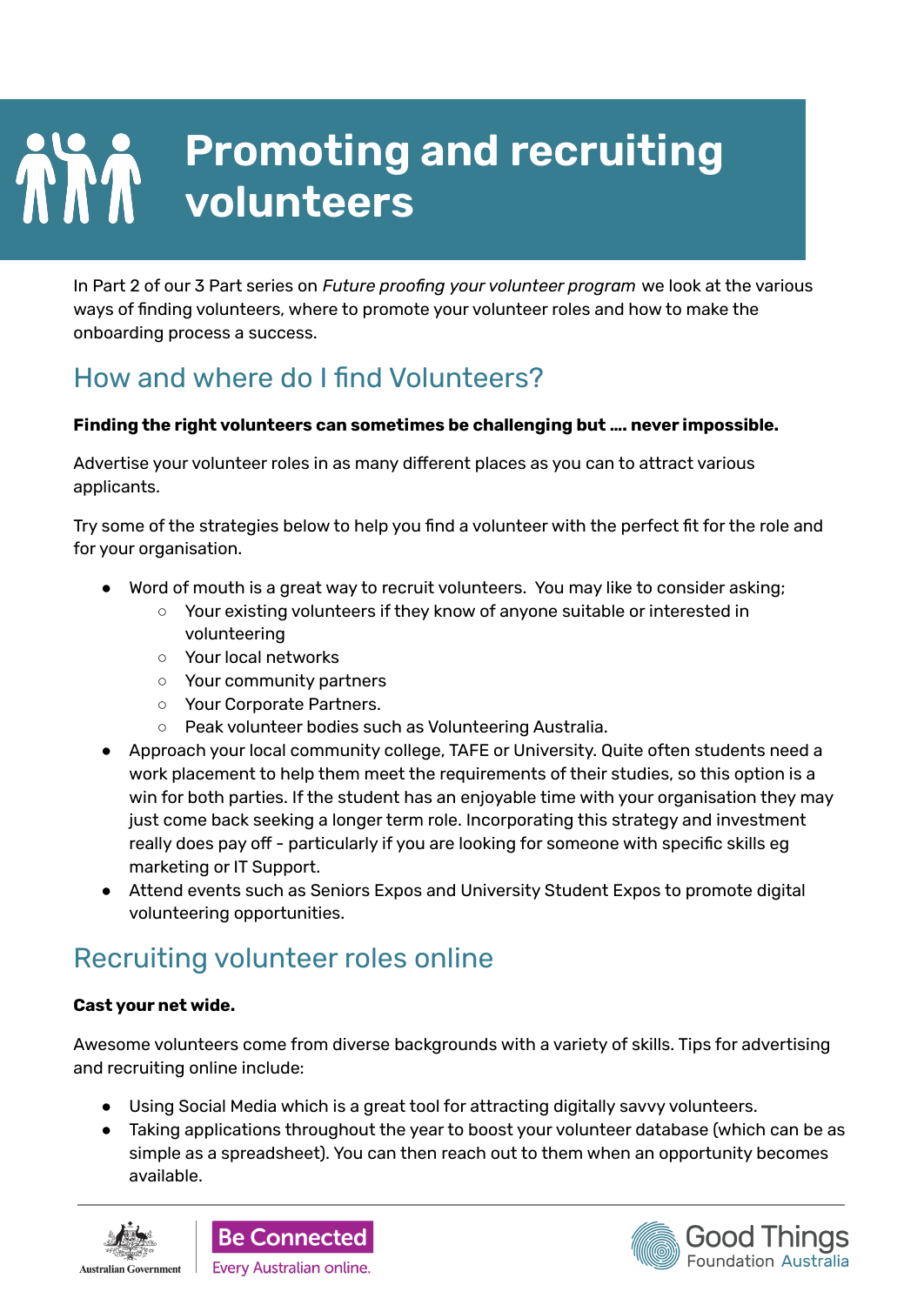# Promoting and recruiting volunteers

In Part 2 of our 3 Part series on *Future proofing your volunteer program* we look at the various ways of finding volunteers, where to promote your volunteer roles and how to make the onboarding process a success.

## How and where do I find Volunteers?

**Finding the right volunteers can sometimes be challenging but …. never impossible.**

Advertise your volunteer roles in as many different places as you can to attract various applicants.

Try some of the strategies below to help you find a volunteer with the perfect fit for the role and for your organisation.

- Word of mouth is a great way to recruit volunteers. You may like to consider asking;
  - Your existing volunteers if they know of anyone suitable or interested in volunteering
  - Your local networks
  - Your community partners
  - Your Corporate Partners.
  - Peak volunteer bodies such as Volunteering Australia.
- Approach your local community college, TAFE or University. Quite often students need a work placement to help them meet the requirements of their studies, so this option is a win for both parties. If the student has an enjoyable time with your organisation they may just come back seeking a longer term role. Incorporating this strategy and investment really does pay off - particularly if you are looking for someone with specific skills eg marketing or IT Support.
- Attend events such as Seniors Expos and University Student Expos to promote digital volunteering opportunities.

## Recruiting volunteer roles online

**Cast your net wide.**

Awesome volunteers come from diverse backgrounds with a variety of skills. Tips for advertising and recruiting online include:

- Using Social Media which is a great tool for attracting digitally savvy volunteers.
- Taking applications throughout the year to boost your volunteer database (which can be as simple as a spreadsheet). You can then reach out to them when an opportunity becomes available.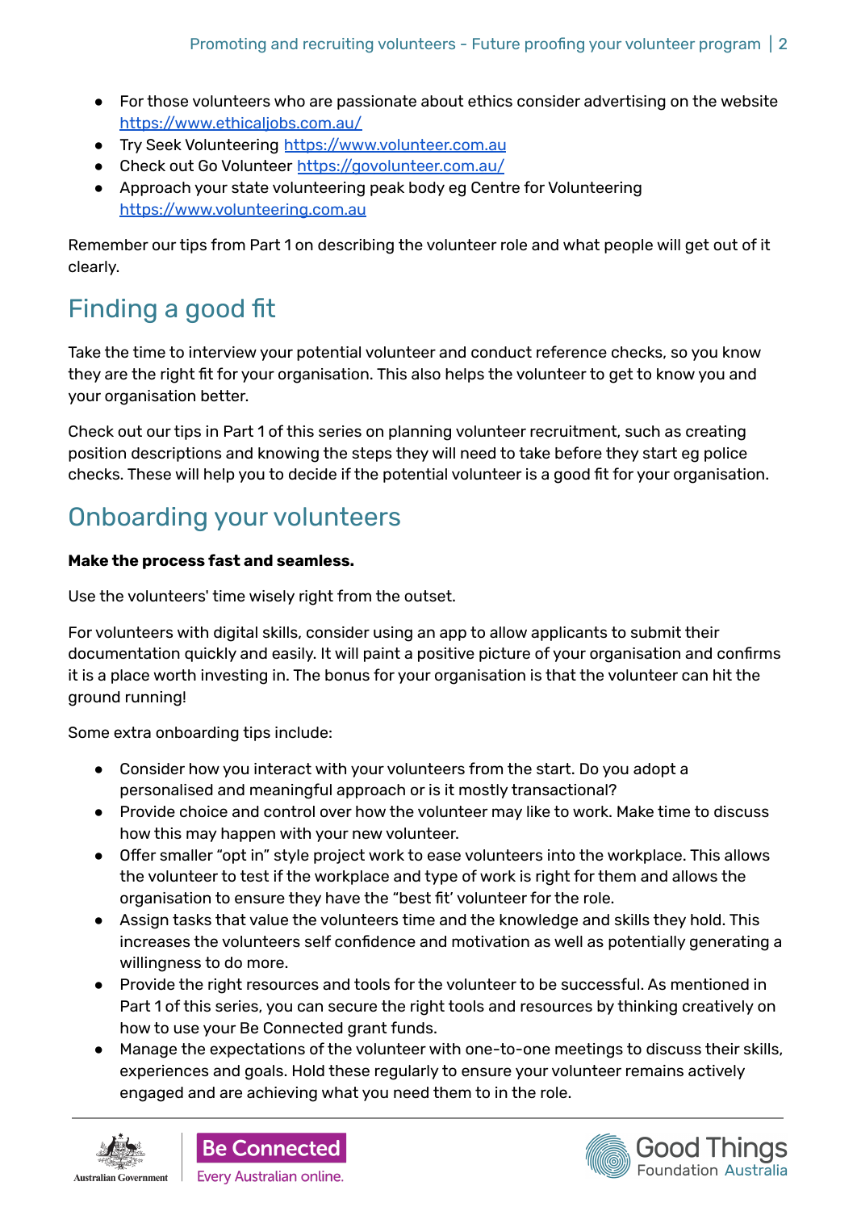- For those volunteers who are passionate about ethics consider advertising on the website https://www.ethicaljobs.com.au/
- Try Seek Volunteering https://www.volunteer.com.au
- Check out Go Volunteer https://govolunteer.com.au/
- Approach your state volunteering peak body eg Centre for Volunteering https://www.volunteering.com.au

Remember our tips from Part 1 on describing the volunteer role and what people will get out of it clearly.

## Finding a good fit

Take the time to interview your potential volunteer and conduct reference checks, so you know they are the right fit for your organisation. This also helps the volunteer to get to know you and your organisation better.

Check out our tips in Part 1 of this series on planning volunteer recruitment, such as creating position descriptions and knowing the steps they will need to take before they start eg police checks. These will help you to decide if the potential volunteer is a good fit for your organisation.

## Onboarding your volunteers

**Make the process fast and seamless.**

Use the volunteers' time wisely right from the outset.

For volunteers with digital skills, consider using an app to allow applicants to submit their documentation quickly and easily. It will paint a positive picture of your organisation and confirms it is a place worth investing in. The bonus for your organisation is that the volunteer can hit the ground running!

Some extra onboarding tips include:

- Consider how you interact with your volunteers from the start. Do you adopt a personalised and meaningful approach or is it mostly transactional?
- Provide choice and control over how the volunteer may like to work. Make time to discuss how this may happen with your new volunteer.
- Offer smaller "opt in" style project work to ease volunteers into the workplace. This allows the volunteer to test if the workplace and type of work is right for them and allows the organisation to ensure they have the "best fit' volunteer for the role.
- Assign tasks that value the volunteers time and the knowledge and skills they hold. This increases the volunteers self confidence and motivation as well as potentially generating a willingness to do more.
- Provide the right resources and tools for the volunteer to be successful. As mentioned in Part 1 of this series, you can secure the right tools and resources by thinking creatively on how to use your Be Connected grant funds.
- Manage the expectations of the volunteer with one-to-one meetings to discuss their skills, experiences and goals. Hold these regularly to ensure your volunteer remains actively engaged and are achieving what you need them to in the role.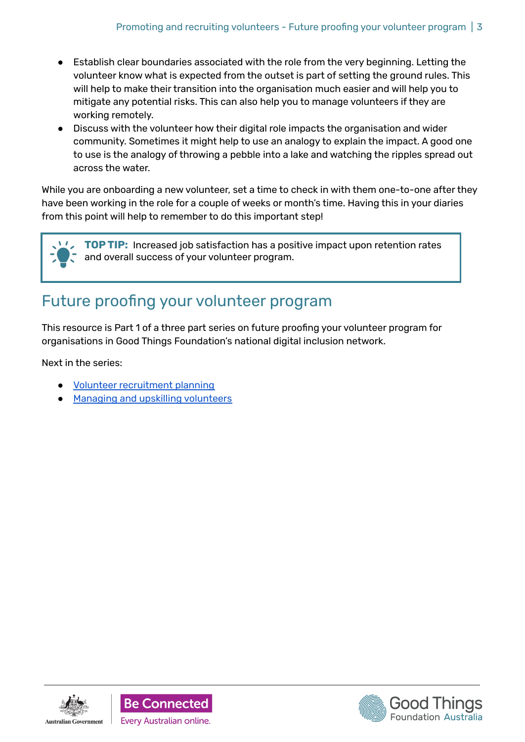- Establish clear boundaries associated with the role from the very beginning. Letting the volunteer know what is expected from the outset is part of setting the ground rules. This will help to make their transition into the organisation much easier and will help you to mitigate any potential risks. This can also help you to manage volunteers if they are working remotely.
- Discuss with the volunteer how their digital role impacts the organisation and wider community. Sometimes it might help to use an analogy to explain the impact. A good one to use is the analogy of throwing a pebble into a lake and watching the ripples spread out across the water.

While you are onboarding a new volunteer, set a time to check in with them one-to-one after they have been working in the role for a couple of weeks or month's time. Having this in your diaries from this point will help to remember to do this important step!

> **TOP TIP:** Increased job satisfaction has a positive impact upon retention rates and overall success of your volunteer program.

## Future proofing your volunteer program

This resource is Part 1 of a three part series on future proofing your volunteer program for organisations in Good Things Foundation's national digital inclusion network.

Next in the series:

- Volunteer recruitment planning
- Managing and upskilling volunteers